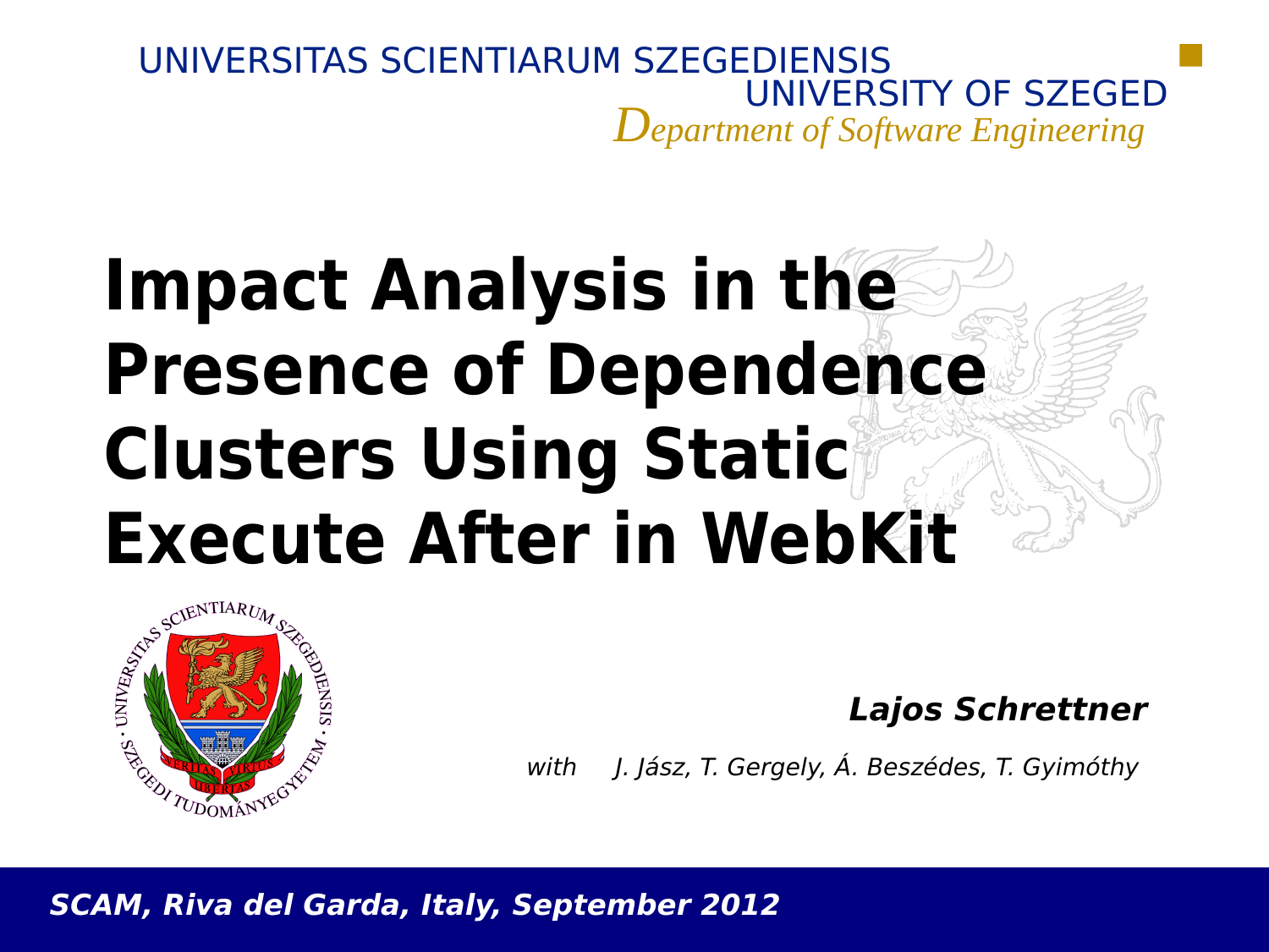UNIVERSITAS SCIENTIARUM SZEGEDIENSIS
UNIVERSITY OF SZEGED
*Department of Software Engineering*

# Impact Analysis in the Presence of Dependence Clusters Using Static Execute After in WebKit

***Lajos Schrettner***

*with J. Jász, T. Gergely, Á. Beszédes, T. Gyimóthy*

***SCAM, Riva del Garda, Italy, September 2012***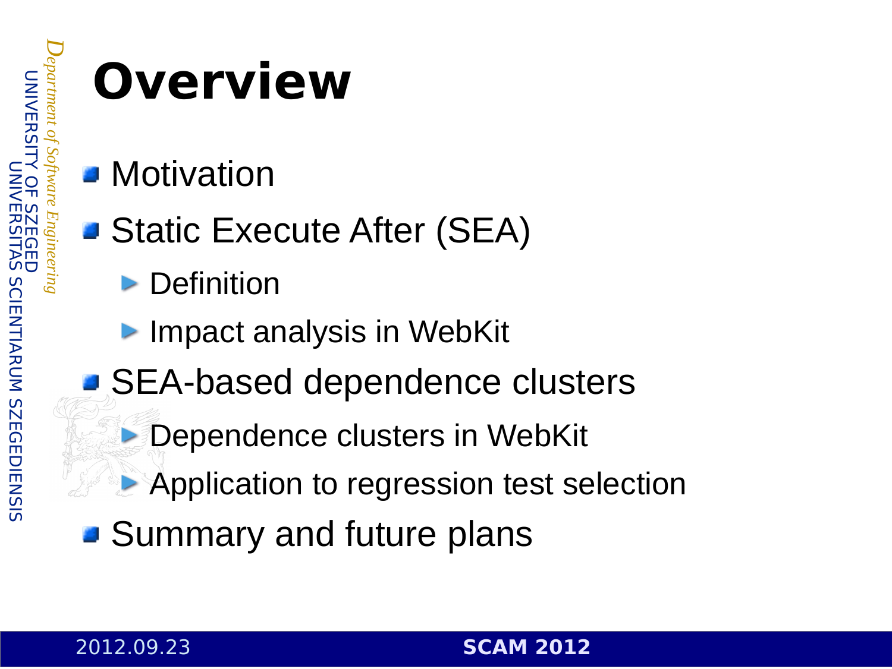# Overview

- Motivation
- Static Execute After (SEA)
  - Definition
  - Impact analysis in WebKit
- SEA-based dependence clusters
  - Dependence clusters in WebKit
  - Application to regression test selection
- Summary and future plans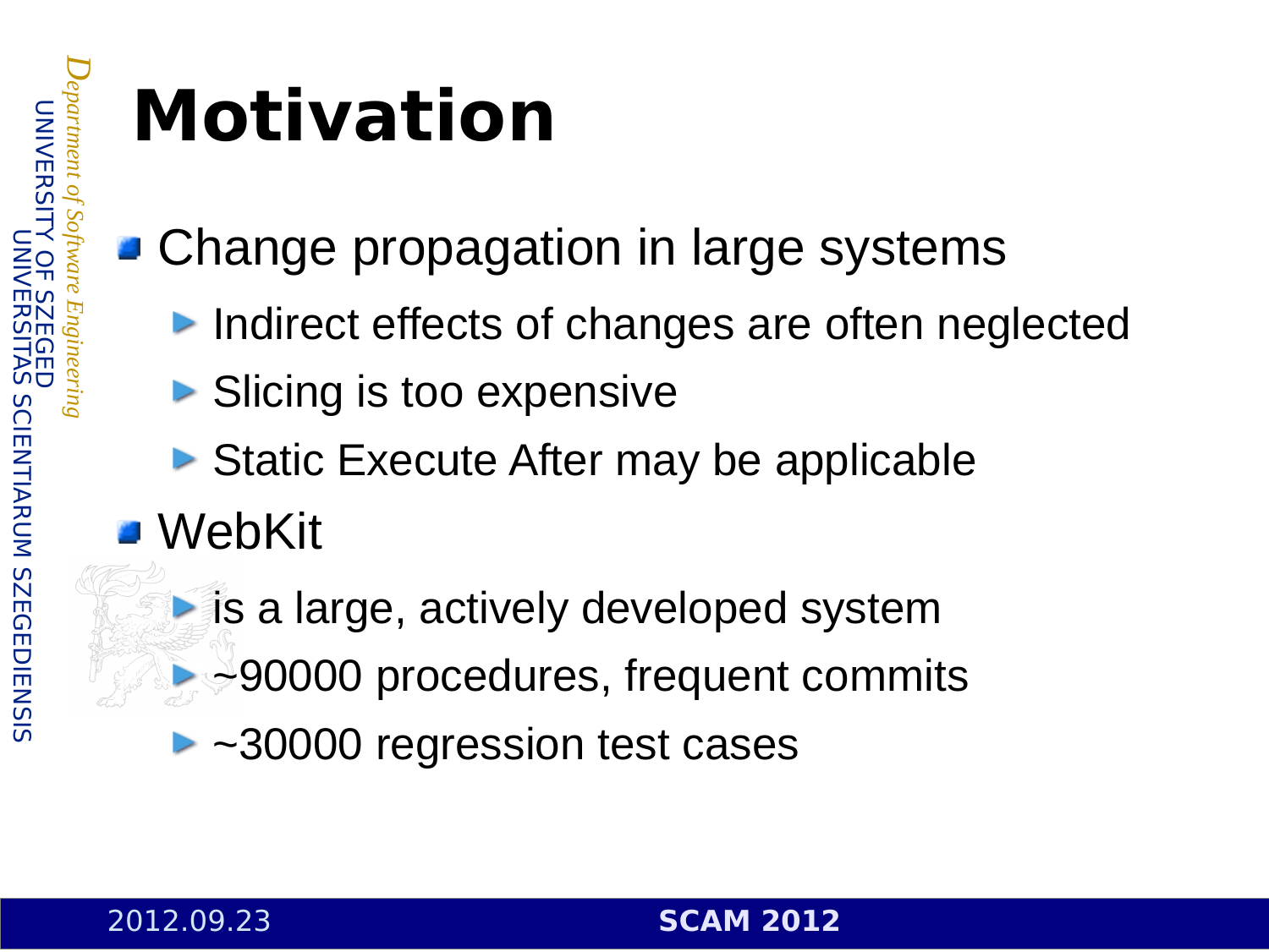# Motivation

- Change propagation in large systems
  - Indirect effects of changes are often neglected
  - Slicing is too expensive
  - Static Execute After may be applicable
- WebKit
  - is a large, actively developed system
  - ~90000 procedures, frequent commits
  - ~30000 regression test cases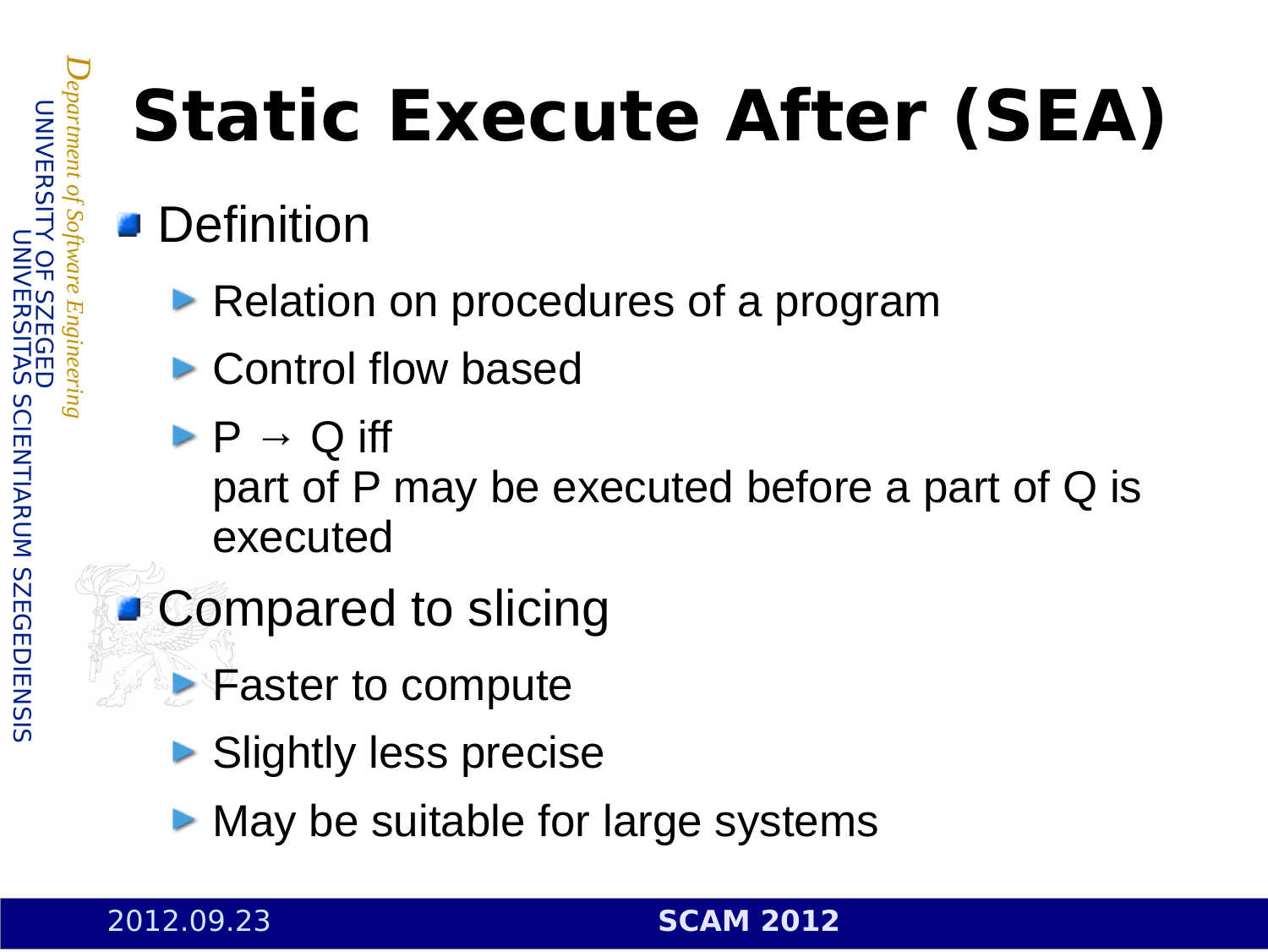# Static Execute After (SEA)

- Definition
  - Relation on procedures of a program
  - Control flow based
  - P → Q iff
    part of P may be executed before a part of Q is executed
- Compared to slicing
  - Faster to compute
  - Slightly less precise
  - May be suitable for large systems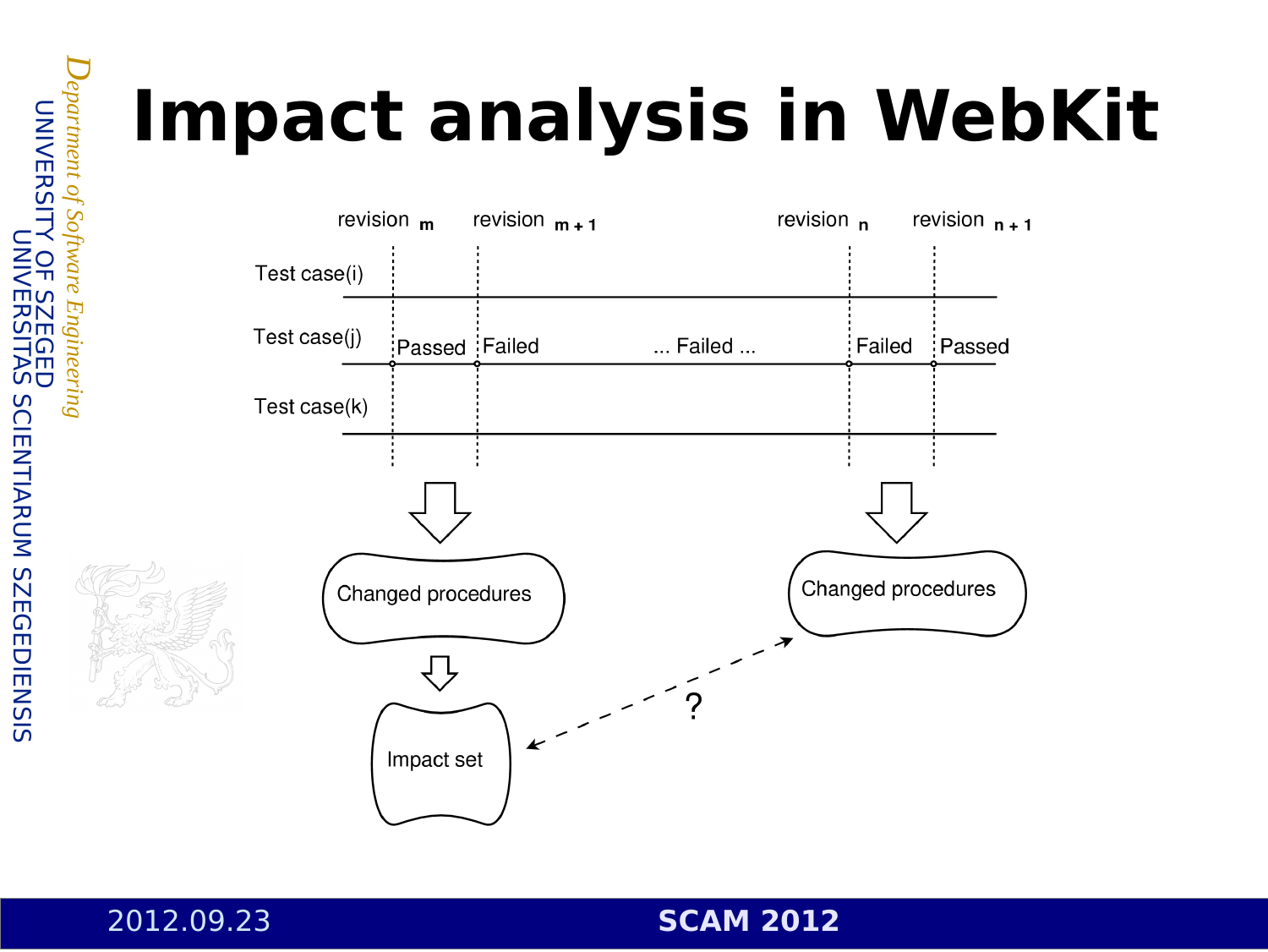# Impact analysis in WebKit

revision $_m$ &nbsp;&nbsp; revision $_{m+1}$ &nbsp;&nbsp; revision $_n$ &nbsp;&nbsp; revision $_{n+1}$

Test case(i)

Test case(j) &nbsp; Passed &nbsp; Failed &nbsp; ... Failed ... &nbsp; Failed &nbsp; Passed

Test case(k)

Changed procedures

Changed procedures

Impact set

?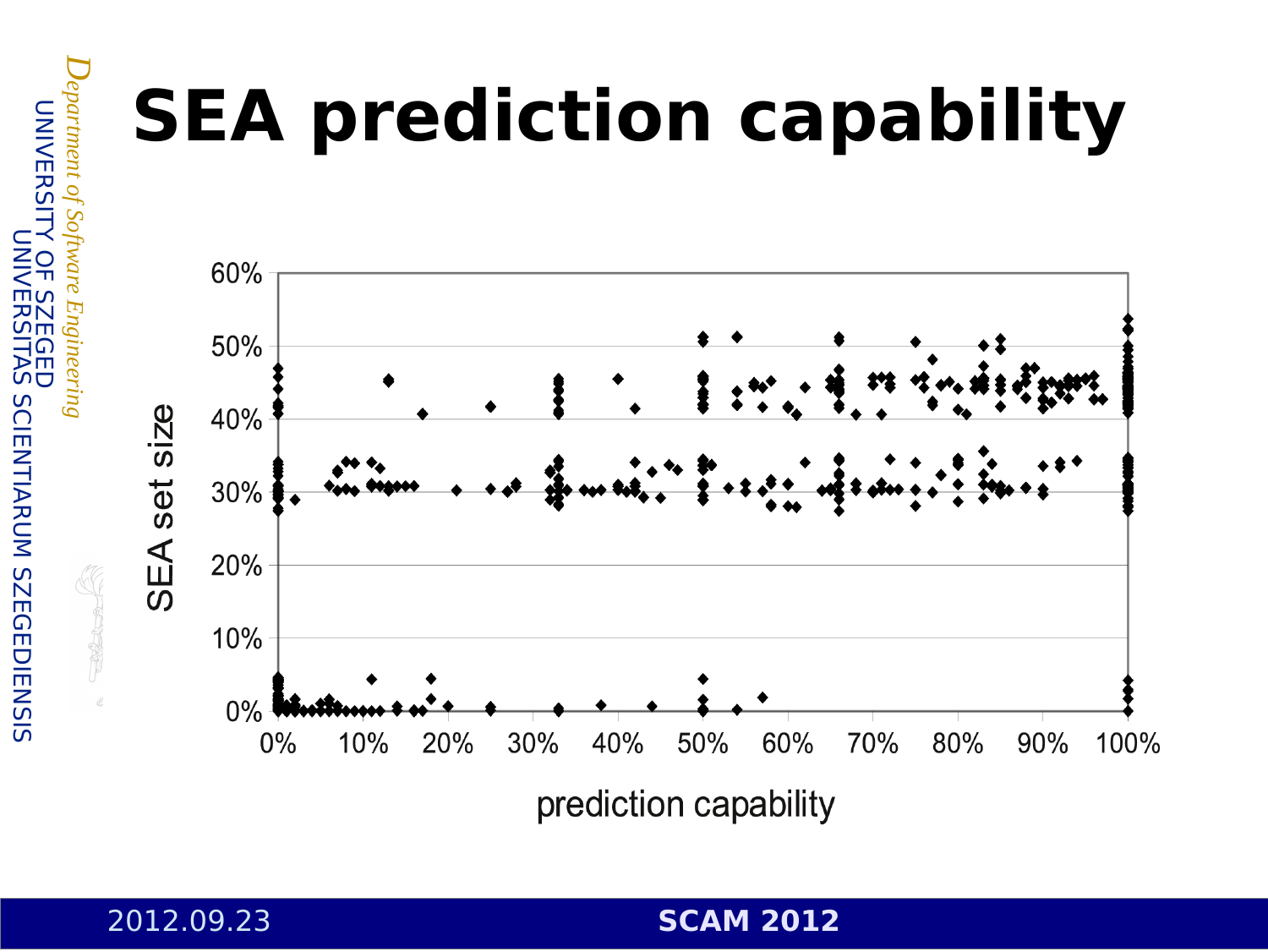# SEA prediction capability

SEA set size

60%
50%
40%
30%
20%
10%
0%

0% 10% 20% 30% 40% 50% 60% 70% 80% 90% 100%

prediction capability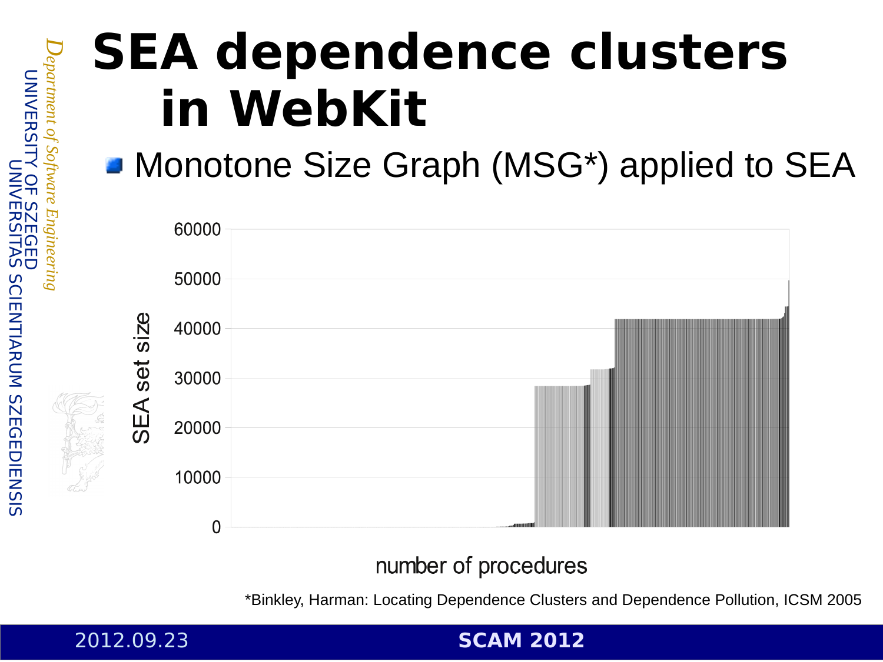# SEA dependence clusters in WebKit

- Monotone Size Graph (MSG*) applied to SEA

SEA set size

60000
50000
40000
30000
20000
10000
0

number of procedures

*Binkley, Harman: Locating Dependence Clusters and Dependence Pollution, ICSM 2005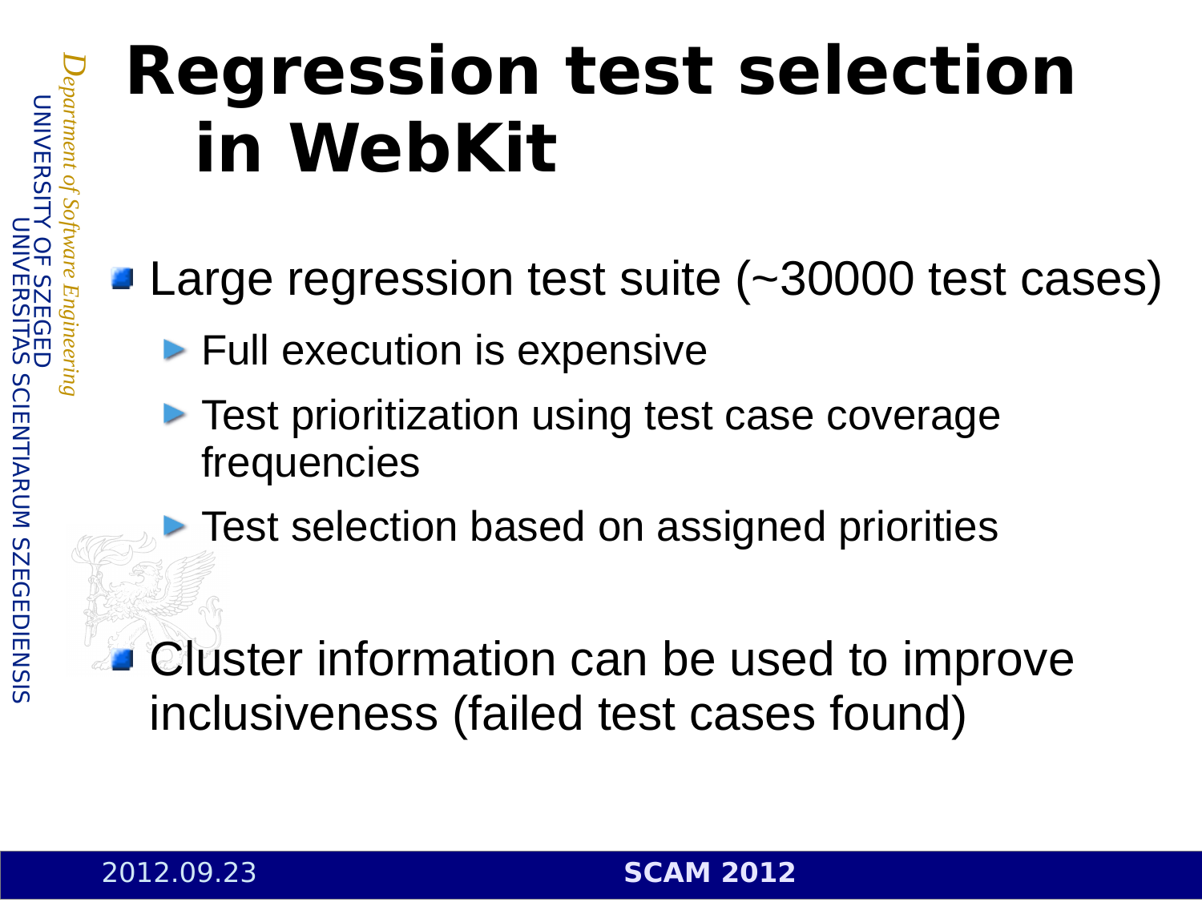# Regression test selection in WebKit

- Large regression test suite (~30000 test cases)
  - Full execution is expensive
  - Test prioritization using test case coverage frequencies
  - Test selection based on assigned priorities
- Cluster information can be used to improve inclusiveness (failed test cases found)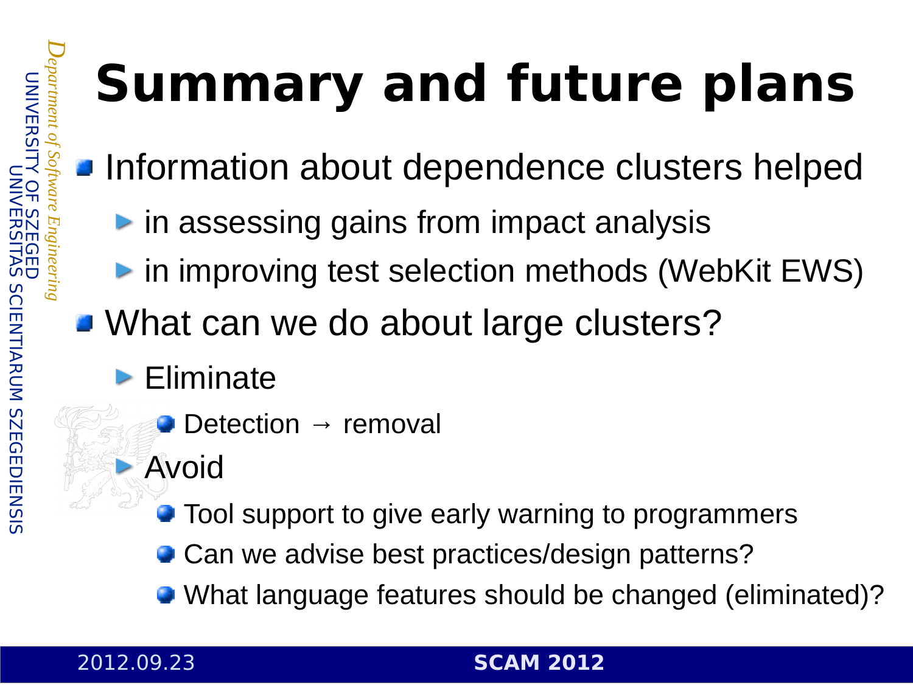# Summary and future plans

- Information about dependence clusters helped
  - in assessing gains from impact analysis
  - in improving test selection methods (WebKit EWS)
- What can we do about large clusters?
  - Eliminate
    - Detection → removal
  - Avoid
    - Tool support to give early warning to programmers
    - Can we advise best practices/design patterns?
    - What language features should be changed (eliminated)?